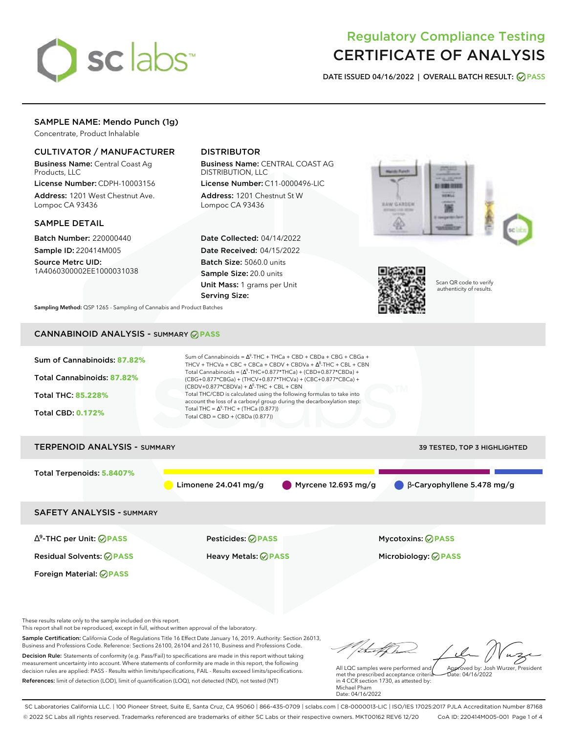# Regulatory Compliance Testing
# CERTIFICATE OF ANALYSIS

**DATE ISSUED 04/16/2022 | OVERALL BATCH RESULT: PASS**

## SAMPLE NAME: Mendo Punch (1g)

Concentrate, Product Inhalable

### CULTIVATOR / MANUFACTURER

**Business Name:** Central Coast Ag Products, LLC

**License Number:** CDPH-10003156

**Address:** 1201 West Chestnut Ave. Lompoc CA 93436

### DISTRIBUTOR

**Business Name:** CENTRAL COAST AG DISTRIBUTION, LLC

**License Number:** C11-0000496-LIC

**Address:** 1201 Chestnut St W Lompoc CA 93436

### SAMPLE DETAIL

**Batch Number:** 220000440

**Sample ID:** 220414M005

**Source Metrc UID:** 1A4060300002EE1000031038

**Date Collected:** 04/14/2022

**Date Received:** 04/15/2022

**Batch Size:** 5060.0 units

**Sample Size:** 20.0 units

**Unit Mass:** 1 grams per Unit

**Serving Size:**

Scan QR code to verify authenticity of results.

**Sampling Method:** QSP 1265 - Sampling of Cannabis and Product Batches

## CANNABINOID ANALYSIS - SUMMARY PASS

**Sum of Cannabinoids:** 87.82%

**Total Cannabinoids:** 87.82%

**Total THC:** 85.228%

**Total CBD:** 0.172%

Sum of Cannabinoids = $\Delta^9$-THC + THCa + CBD + CBDa + CBG + CBGa + THCV + THCVa + CBC + CBCa + CBDV + CBDVa + $\Delta^8$-THC + CBL + CBN

Total Cannabinoids = ($\Delta^9$-THC+0.877\*THCa) + (CBD+0.877\*CBDa) + (CBG+0.877\*CBGa) + (THCV+0.877\*THCVa) + (CBC+0.877\*CBCa) + (CBDV+0.877\*CBDVa) + $\Delta^8$-THC + CBL + CBN

Total THC/CBD is calculated using the following formulas to take into account the loss of a carboxyl group during the decarboxylation step:

Total THC = $\Delta^9$-THC + (THCa (0.877))

Total CBD = CBD + (CBDa (0.877))

## TERPENOID ANALYSIS - SUMMARY

39 TESTED, TOP 3 HIGHLIGHTED

**Total Terpenoids:** 5.8407%

Limonene 24.041 mg/g | Myrcene 12.693 mg/g | β-Caryophyllene 5.478 mg/g

## SAFETY ANALYSIS - SUMMARY

| | | |
|---|---|---|
| $\Delta^9$-THC per Unit: PASS | Pesticides: PASS | Mycotoxins: PASS |
| Residual Solvents: PASS | Heavy Metals: PASS | Microbiology: PASS |
| Foreign Material: PASS | | |

These results relate only to the sample included on this report.
This report shall not be reproduced, except in full, without written approval of the laboratory.

**Sample Certification:** California Code of Regulations Title 16 Effect Date January 16, 2019. Authority: Section 26013, Business and Professions Code. Reference: Sections 26100, 26104 and 26110, Business and Professions Code.

**Decision Rule:** Statements of conformity (e.g. Pass/Fail) to specifications are made in this report without taking measurement uncertainty into account. Where statements of conformity are made in this report, the following decision rules are applied: PASS - Results within limits/specifications, FAIL - Results exceed limits/specifications.

**References:** limit of detection (LOD), limit of quantification (LOQ), not detected (ND), not tested (NT)

All LQC samples were performed and met the prescribed acceptance criteria in 4 CCR section 1730, as attested by: Michael Pham
Date: 04/16/2022

Approved by: Josh Wurzer, President
Date: 04/16/2022

SC Laboratories California LLC. | 100 Pioneer Street, Suite E, Santa Cruz, CA 95060 | 866-435-0709 | sclabs.com | C8-0000013-LIC | ISO/IES 17025:2017 PJLA Accreditation Number 87168
© 2022 SC Labs all rights reserved. Trademarks referenced are trademarks of either SC Labs or their respective owners. MKT00162 REV6 12/20 CoA ID: 220414M005-001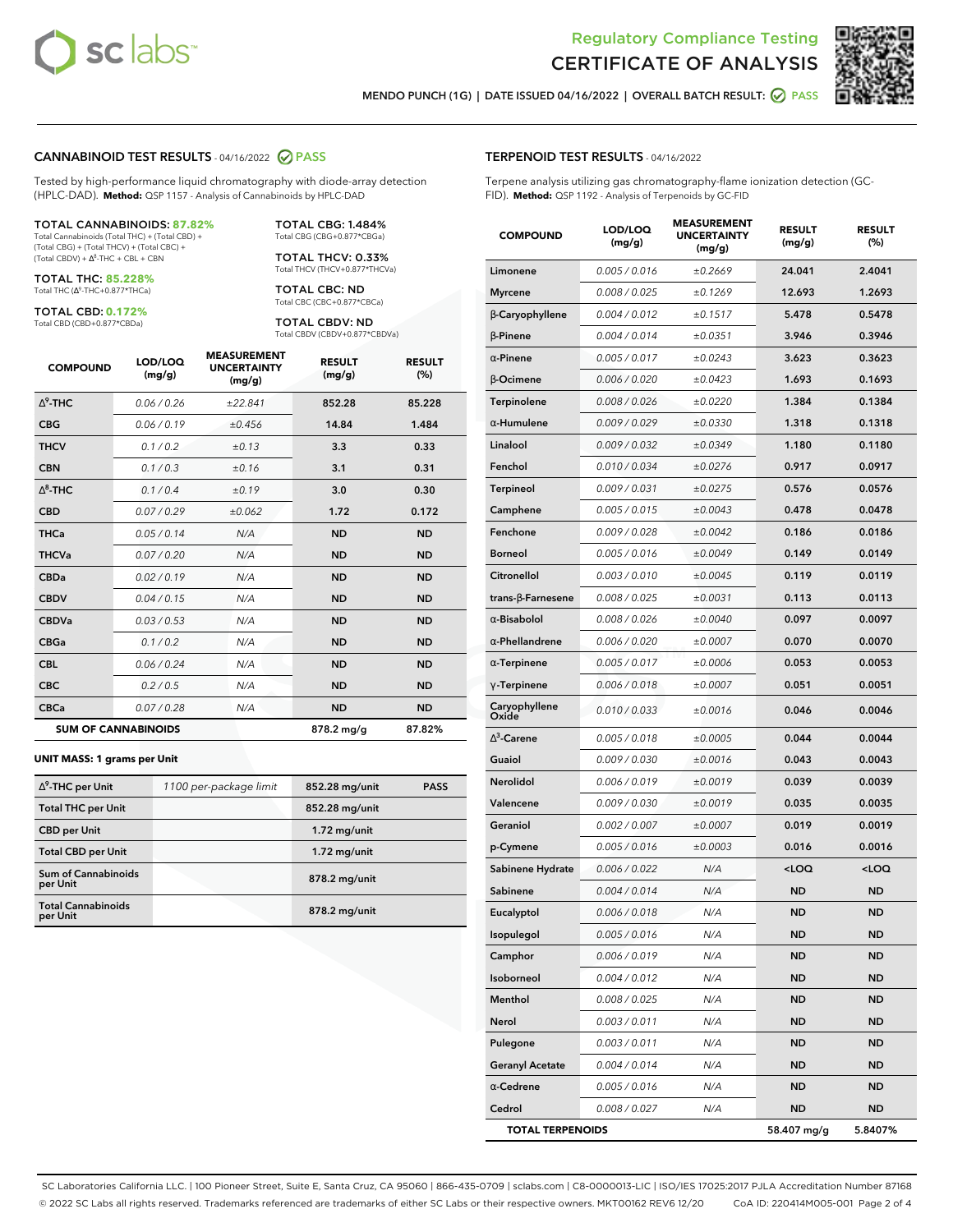Regulatory Compliance Testing
CERTIFICATE OF ANALYSIS

MENDO PUNCH (1G) | DATE ISSUED 04/16/2022 | OVERALL BATCH RESULT: PASS

## CANNABINOID TEST RESULTS - 04/16/2022 PASS

Tested by high-performance liquid chromatography with diode-array detection (HPLC-DAD). **Method:** QSP 1157 - Analysis of Cannabinoids by HPLC-DAD

**TOTAL CANNABINOIDS: 87.82%**
Total Cannabinoids (Total THC) + (Total CBD) + (Total CBG) + (Total THCV) + (Total CBC) + (Total CBDV) + $\Delta^8$-THC + CBL + CBN

**TOTAL THC: 85.228%**
Total THC ($\Delta^9$-THC+0.877*THCa)

**TOTAL CBD: 0.172%**
Total CBD (CBD+0.877*CBDa)

**TOTAL CBG: 1.484%**
Total CBG (CBG+0.877*CBGa)

**TOTAL THCV: 0.33%**
Total THCV (THCV+0.877*THCVa)

**TOTAL CBC: ND**
Total CBC (CBC+0.877*CBCa)

**TOTAL CBDV: ND**
Total CBDV (CBDV+0.877*CBDVa)

| COMPOUND | LOD/LOQ (mg/g) | MEASUREMENT UNCERTAINTY (mg/g) | RESULT (mg/g) | RESULT (%) |
|---|---|---|---|---|
| $\Delta^9$-THC | 0.06 / 0.26 | ±22.841 | 852.28 | 85.228 |
| CBG | 0.06 / 0.19 | ±0.456 | 14.84 | 1.484 |
| THCV | 0.1 / 0.2 | ±0.13 | 3.3 | 0.33 |
| CBN | 0.1 / 0.3 | ±0.16 | 3.1 | 0.31 |
| $\Delta^8$-THC | 0.1 / 0.4 | ±0.19 | 3.0 | 0.30 |
| CBD | 0.07 / 0.29 | ±0.062 | 1.72 | 0.172 |
| THCa | 0.05 / 0.14 | N/A | ND | ND |
| THCVa | 0.07 / 0.20 | N/A | ND | ND |
| CBDa | 0.02 / 0.19 | N/A | ND | ND |
| CBDV | 0.04 / 0.15 | N/A | ND | ND |
| CBDVa | 0.03 / 0.53 | N/A | ND | ND |
| CBGa | 0.1 / 0.2 | N/A | ND | ND |
| CBL | 0.06 / 0.24 | N/A | ND | ND |
| CBC | 0.2 / 0.5 | N/A | ND | ND |
| CBCa | 0.07 / 0.28 | N/A | ND | ND |
| **SUM OF CANNABINOIDS** | | | 878.2 mg/g | 87.82% |

**UNIT MASS: 1 grams per Unit**

| | | | |
|---|---|---|---|
| $\Delta^9$-THC per Unit | 1100 per-package limit | 852.28 mg/unit | PASS |
| Total THC per Unit | | 852.28 mg/unit | |
| CBD per Unit | | 1.72 mg/unit | |
| Total CBD per Unit | | 1.72 mg/unit | |
| Sum of Cannabinoids per Unit | | 878.2 mg/unit | |
| Total Cannabinoids per Unit | | 878.2 mg/unit | |

## TERPENOID TEST RESULTS - 04/16/2022

Terpene analysis utilizing gas chromatography-flame ionization detection (GC-FID). **Method:** QSP 1192 - Analysis of Terpenoids by GC-FID

| COMPOUND | LOD/LOQ (mg/g) | MEASUREMENT UNCERTAINTY (mg/g) | RESULT (mg/g) | RESULT (%) |
|---|---|---|---|---|
| Limonene | 0.005 / 0.016 | ±0.2669 | 24.041 | 2.4041 |
| Myrcene | 0.008 / 0.025 | ±0.1269 | 12.693 | 1.2693 |
| β-Caryophyllene | 0.004 / 0.012 | ±0.1517 | 5.478 | 0.5478 |
| β-Pinene | 0.004 / 0.014 | ±0.0351 | 3.946 | 0.3946 |
| α-Pinene | 0.005 / 0.017 | ±0.0243 | 3.623 | 0.3623 |
| β-Ocimene | 0.006 / 0.020 | ±0.0423 | 1.693 | 0.1693 |
| Terpinolene | 0.008 / 0.026 | ±0.0220 | 1.384 | 0.1384 |
| α-Humulene | 0.009 / 0.029 | ±0.0330 | 1.318 | 0.1318 |
| Linalool | 0.009 / 0.032 | ±0.0349 | 1.180 | 0.1180 |
| Fenchol | 0.010 / 0.034 | ±0.0276 | 0.917 | 0.0917 |
| Terpineol | 0.009 / 0.031 | ±0.0275 | 0.576 | 0.0576 |
| Camphene | 0.005 / 0.015 | ±0.0043 | 0.478 | 0.0478 |
| Fenchone | 0.009 / 0.028 | ±0.0042 | 0.186 | 0.0186 |
| Borneol | 0.005 / 0.016 | ±0.0049 | 0.149 | 0.0149 |
| Citronellol | 0.003 / 0.010 | ±0.0045 | 0.119 | 0.0119 |
| trans-β-Farnesene | 0.008 / 0.025 | ±0.0031 | 0.113 | 0.0113 |
| α-Bisabolol | 0.008 / 0.026 | ±0.0040 | 0.097 | 0.0097 |
| α-Phellandrene | 0.006 / 0.020 | ±0.0007 | 0.070 | 0.0070 |
| α-Terpinene | 0.005 / 0.017 | ±0.0006 | 0.053 | 0.0053 |
| γ-Terpinene | 0.006 / 0.018 | ±0.0007 | 0.051 | 0.0051 |
| Caryophyllene Oxide | 0.010 / 0.033 | ±0.0016 | 0.046 | 0.0046 |
| $\Delta^3$-Carene | 0.005 / 0.018 | ±0.0005 | 0.044 | 0.0044 |
| Guaiol | 0.009 / 0.030 | ±0.0016 | 0.043 | 0.0043 |
| Nerolidol | 0.006 / 0.019 | ±0.0019 | 0.039 | 0.0039 |
| Valencene | 0.009 / 0.030 | ±0.0019 | 0.035 | 0.0035 |
| Geraniol | 0.002 / 0.007 | ±0.0007 | 0.019 | 0.0019 |
| p-Cymene | 0.005 / 0.016 | ±0.0003 | 0.016 | 0.0016 |
| Sabinene Hydrate | 0.006 / 0.022 | N/A | <LOQ | <LOQ |
| Sabinene | 0.004 / 0.014 | N/A | ND | ND |
| Eucalyptol | 0.006 / 0.018 | N/A | ND | ND |
| Isopulegol | 0.005 / 0.016 | N/A | ND | ND |
| Camphor | 0.006 / 0.019 | N/A | ND | ND |
| Isoborneol | 0.004 / 0.012 | N/A | ND | ND |
| Menthol | 0.008 / 0.025 | N/A | ND | ND |
| Nerol | 0.003 / 0.011 | N/A | ND | ND |
| Pulegone | 0.003 / 0.011 | N/A | ND | ND |
| Geranyl Acetate | 0.004 / 0.014 | N/A | ND | ND |
| α-Cedrene | 0.005 / 0.016 | N/A | ND | ND |
| Cedrol | 0.008 / 0.027 | N/A | ND | ND |
| **TOTAL TERPENOIDS** | | | 58.407 mg/g | 5.8407% |

SC Laboratories California LLC. | 100 Pioneer Street, Suite E, Santa Cruz, CA 95060 | 866-435-0709 | sclabs.com | C8-0000013-LIC | ISO/IES 17025:2017 PJLA Accreditation Number 87168
© 2022 SC Labs all rights reserved. Trademarks referenced are trademarks of either SC Labs or their respective owners. MKT00162 REV6 12/20 CoA ID: 220414M005-001